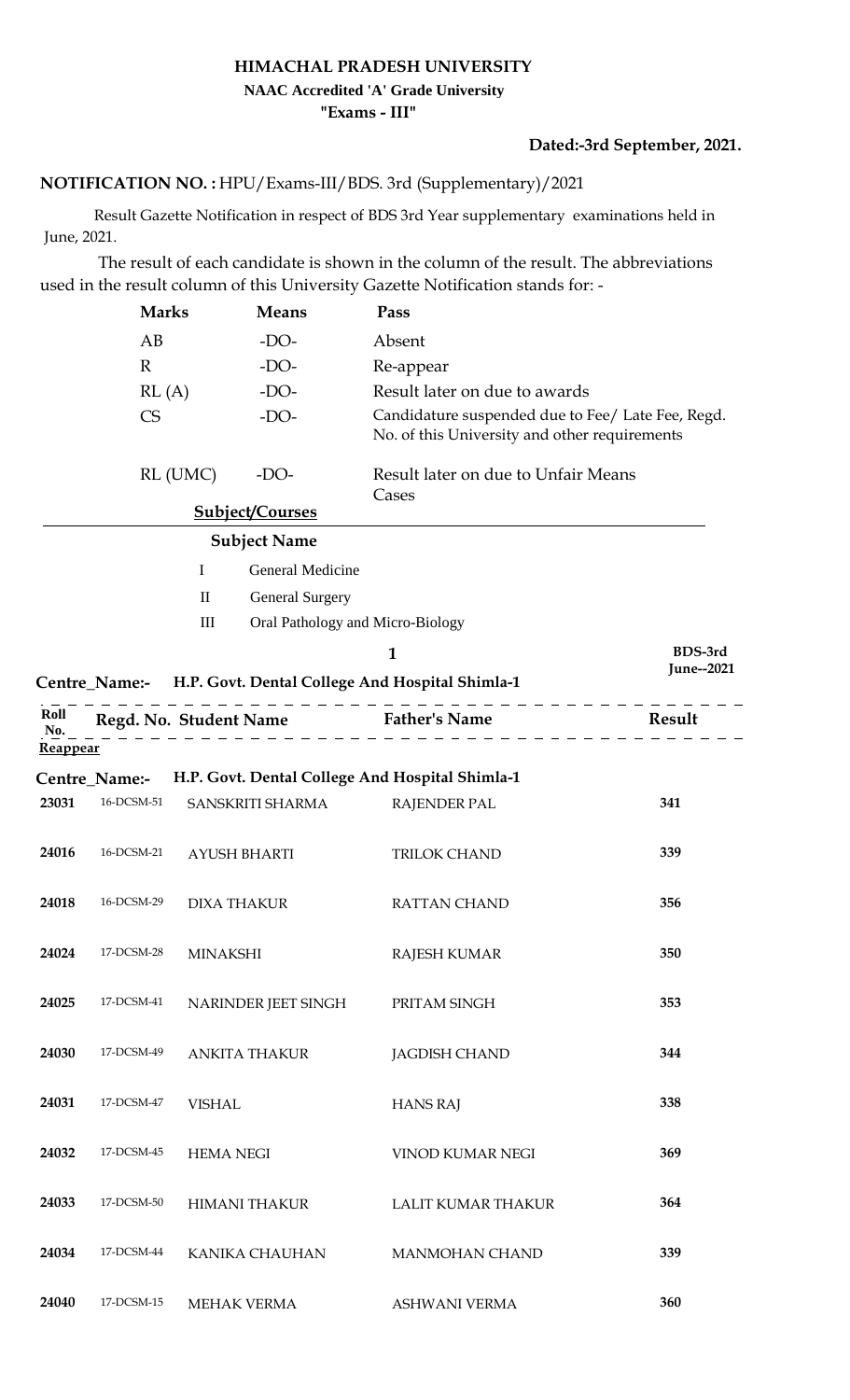# HIMACHAL PRADESH UNIVERSITY

### NAAC Accredited 'A' Grade University

### "Exams - III"

**Dated:-3rd September, 2021.**

**NOTIFICATION NO. :** HPU/Exams-III/BDS. 3rd (Supplementary)/2021

Result Gazette Notification in respect of BDS 3rd Year supplementary examinations held in June, 2021.

The result of each candidate is shown in the column of the result. The abbreviations used in the result column of this University Gazette Notification stands for: -

| | | |
|---|---|---|
| **Marks** | **Means** | **Pass** |
| AB | -DO- | Absent |
| R | -DO- | Re-appear |
| RL (A) | -DO- | Result later on due to awards |
| CS | -DO- | Candidature suspended due to Fee/ Late Fee, Regd. No. of this University and other requirements |
| RL (UMC) | -DO- | Result later on due to Unfair Means Cases |

**Subject/Courses**

| | **Subject Name** |
|---|---|
| I | General Medicine |
| II | General Surgery |
| III | Oral Pathology and Micro-Biology |

**BDS-3rd June--2021**

**Centre_Name:- H.P. Govt. Dental College And Hospital Shimla-1**

**Reappear**

**Centre_Name:- H.P. Govt. Dental College And Hospital Shimla-1**

| Roll No. | Regd. No. | Student Name | Father's Name | Result |
|---|---|---|---|---|
| 23031 | 16-DCSM-51 | SANSKRITI SHARMA | RAJENDER PAL | 341 |
| 24016 | 16-DCSM-21 | AYUSH BHARTI | TRILOK CHAND | 339 |
| 24018 | 16-DCSM-29 | DIXA THAKUR | RATTAN CHAND | 356 |
| 24024 | 17-DCSM-28 | MINAKSHI | RAJESH KUMAR | 350 |
| 24025 | 17-DCSM-41 | NARINDER JEET SINGH | PRITAM SINGH | 353 |
| 24030 | 17-DCSM-49 | ANKITA THAKUR | JAGDISH CHAND | 344 |
| 24031 | 17-DCSM-47 | VISHAL | HANS RAJ | 338 |
| 24032 | 17-DCSM-45 | HEMA NEGI | VINOD KUMAR NEGI | 369 |
| 24033 | 17-DCSM-50 | HIMANI THAKUR | LALIT KUMAR THAKUR | 364 |
| 24034 | 17-DCSM-44 | KANIKA CHAUHAN | MANMOHAN CHAND | 339 |
| 24040 | 17-DCSM-15 | MEHAK VERMA | ASHWANI VERMA | 360 |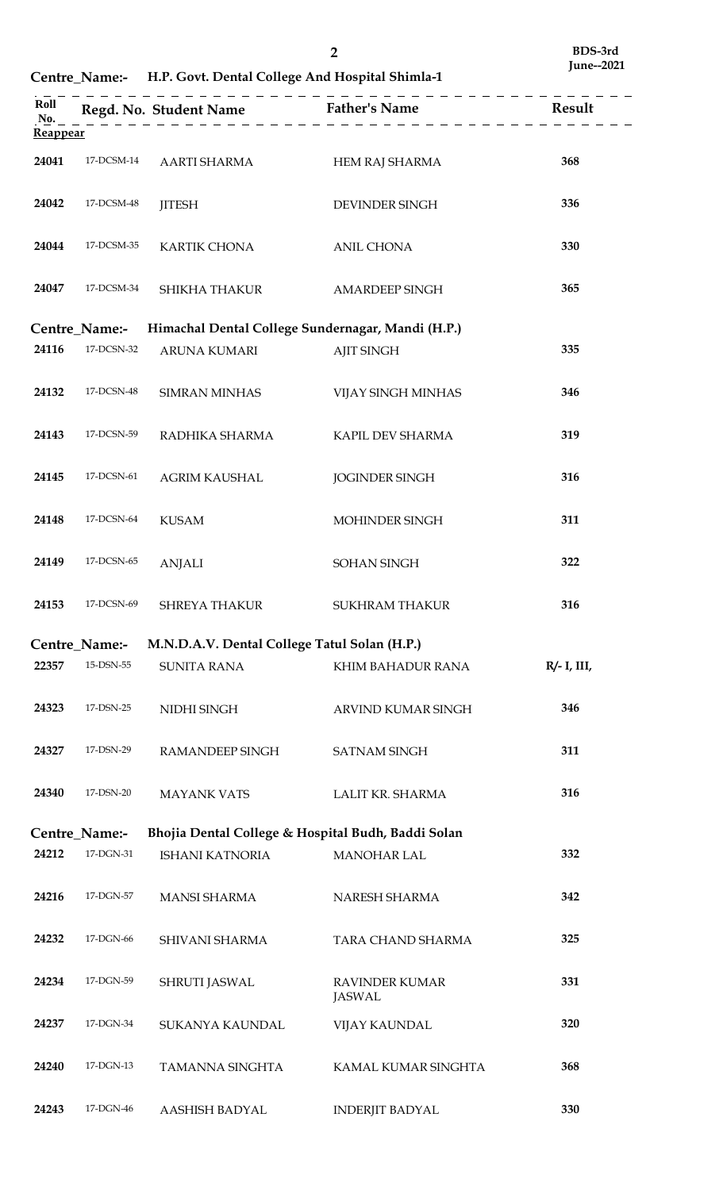BDS-3rd
June--2021

Centre_Name:- H.P. Govt. Dental College And Hospital Shimla-1

| Roll No. | Regd. No. | Student Name | Father's Name | Result |
|---|---|---|---|---|
| **Reappear** | | | | |
| 24041 | 17-DCSM-14 | AARTI SHARMA | HEM RAJ SHARMA | 368 |
| 24042 | 17-DCSM-48 | JITESH | DEVINDER SINGH | 336 |
| 24044 | 17-DCSM-35 | KARTIK CHONA | ANIL CHONA | 330 |
| 24047 | 17-DCSM-34 | SHIKHA THAKUR | AMARDEEP SINGH | 365 |
| **Centre_Name:- Himachal Dental College Sundernagar, Mandi (H.P.)** | | | | |
| 24116 | 17-DCSN-32 | ARUNA KUMARI | AJIT SINGH | 335 |
| 24132 | 17-DCSN-48 | SIMRAN MINHAS | VIJAY SINGH MINHAS | 346 |
| 24143 | 17-DCSN-59 | RADHIKA SHARMA | KAPIL DEV SHARMA | 319 |
| 24145 | 17-DCSN-61 | AGRIM KAUSHAL | JOGINDER SINGH | 316 |
| 24148 | 17-DCSN-64 | KUSAM | MOHINDER SINGH | 311 |
| 24149 | 17-DCSN-65 | ANJALI | SOHAN SINGH | 322 |
| 24153 | 17-DCSN-69 | SHREYA THAKUR | SUKHRAM THAKUR | 316 |
| **Centre_Name:- M.N.D.A.V. Dental College Tatul Solan (H.P.)** | | | | |
| 22357 | 15-DSN-55 | SUNITA RANA | KHIM BAHADUR RANA | R/- I, III, |
| 24323 | 17-DSN-25 | NIDHI SINGH | ARVIND KUMAR SINGH | 346 |
| 24327 | 17-DSN-29 | RAMANDEEP SINGH | SATNAM SINGH | 311 |
| 24340 | 17-DSN-20 | MAYANK VATS | LALIT KR. SHARMA | 316 |
| **Centre_Name:- Bhojia Dental College & Hospital Budh, Baddi Solan** | | | | |
| 24212 | 17-DGN-31 | ISHANI KATNORIA | MANOHAR LAL | 332 |
| 24216 | 17-DGN-57 | MANSI SHARMA | NARESH SHARMA | 342 |
| 24232 | 17-DGN-66 | SHIVANI SHARMA | TARA CHAND SHARMA | 325 |
| 24234 | 17-DGN-59 | SHRUTI JASWAL | RAVINDER KUMAR JASWAL | 331 |
| 24237 | 17-DGN-34 | SUKANYA KAUNDAL | VIJAY KAUNDAL | 320 |
| 24240 | 17-DGN-13 | TAMANNA SINGHTA | KAMAL KUMAR SINGHTA | 368 |
| 24243 | 17-DGN-46 | AASHISH BADYAL | INDERJIT BADYAL | 330 |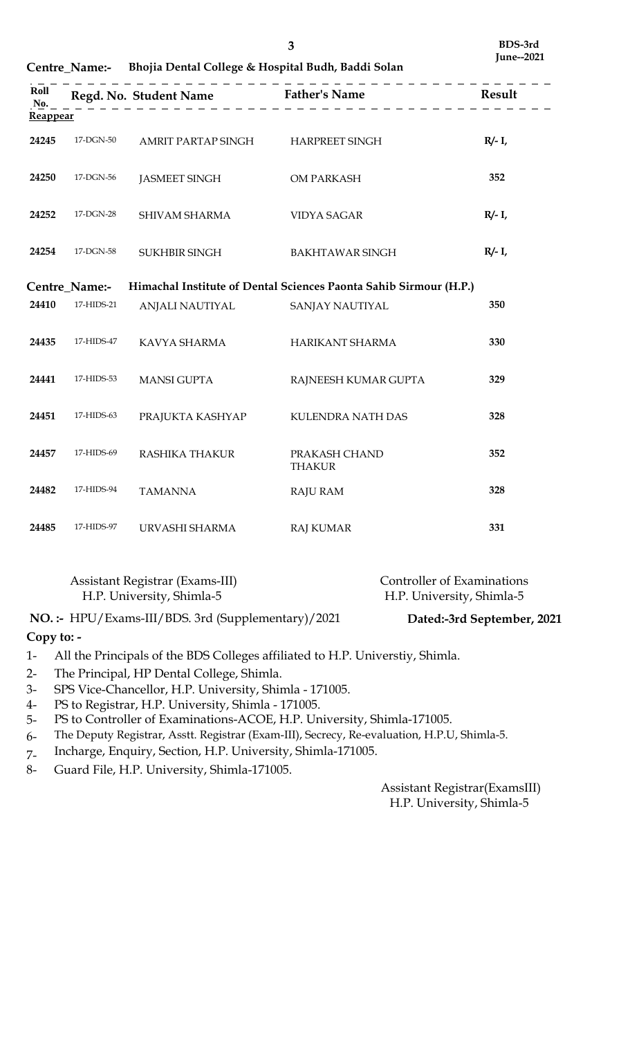**Centre_Name:- Bhojia Dental College & Hospital Budh, Baddi Solan**

| Roll No. | Regd. No. | Student Name | Father's Name | Result |
|---|---|---|---|---|
| **Reappear** | | | | |
| 24245 | 17-DGN-50 | AMRIT PARTAP SINGH | HARPREET SINGH | R/- I, |
| 24250 | 17-DGN-56 | JASMEET SINGH | OM PARKASH | 352 |
| 24252 | 17-DGN-28 | SHIVAM SHARMA | VIDYA SAGAR | R/- I, |
| 24254 | 17-DGN-58 | SUKHBIR SINGH | BAKHTAWAR SINGH | R/- I, |

**Centre_Name:- Himachal Institute of Dental Sciences Paonta Sahib Sirmour (H.P.)**

| Roll No. | Regd. No. | Student Name | Father's Name | Result |
|---|---|---|---|---|
| 24410 | 17-HIDS-21 | ANJALI NAUTIYAL | SANJAY NAUTIYAL | 350 |
| 24435 | 17-HIDS-47 | KAVYA SHARMA | HARIKANT SHARMA | 330 |
| 24441 | 17-HIDS-53 | MANSI GUPTA | RAJNEESH KUMAR GUPTA | 329 |
| 24451 | 17-HIDS-63 | PRAJUKTA KASHYAP | KULENDRA NATH DAS | 328 |
| 24457 | 17-HIDS-69 | RASHIKA THAKUR | PRAKASH CHAND THAKUR | 352 |
| 24482 | 17-HIDS-94 | TAMANNA | RAJU RAM | 328 |
| 24485 | 17-HIDS-97 | URVASHI SHARMA | RAJ KUMAR | 331 |

Assistant Registrar (Exams-III)
H.P. University, Shimla-5

Controller of Examinations
H.P. University, Shimla-5

**NO. :-** HPU/Exams-III/BDS. 3rd (Supplementary)/2021 **Dated:-3rd September, 2021**

**Copy to: -**

1- All the Principals of the BDS Colleges affiliated to H.P. Universtiy, Shimla.
2- The Principal, HP Dental College, Shimla.
3- SPS Vice-Chancellor, H.P. University, Shimla - 171005.
4- PS to Registrar, H.P. University, Shimla - 171005.
5- PS to Controller of Examinations-ACOE, H.P. University, Shimla-171005.
6- The Deputy Registrar, Asstt. Registrar (Exam-III), Secrecy, Re-evaluation, H.P.U, Shimla-5.
7- Incharge, Enquiry, Section, H.P. University, Shimla-171005.
8- Guard File, H.P. University, Shimla-171005.

Assistant Registrar(ExamsIII)
H.P. University, Shimla-5